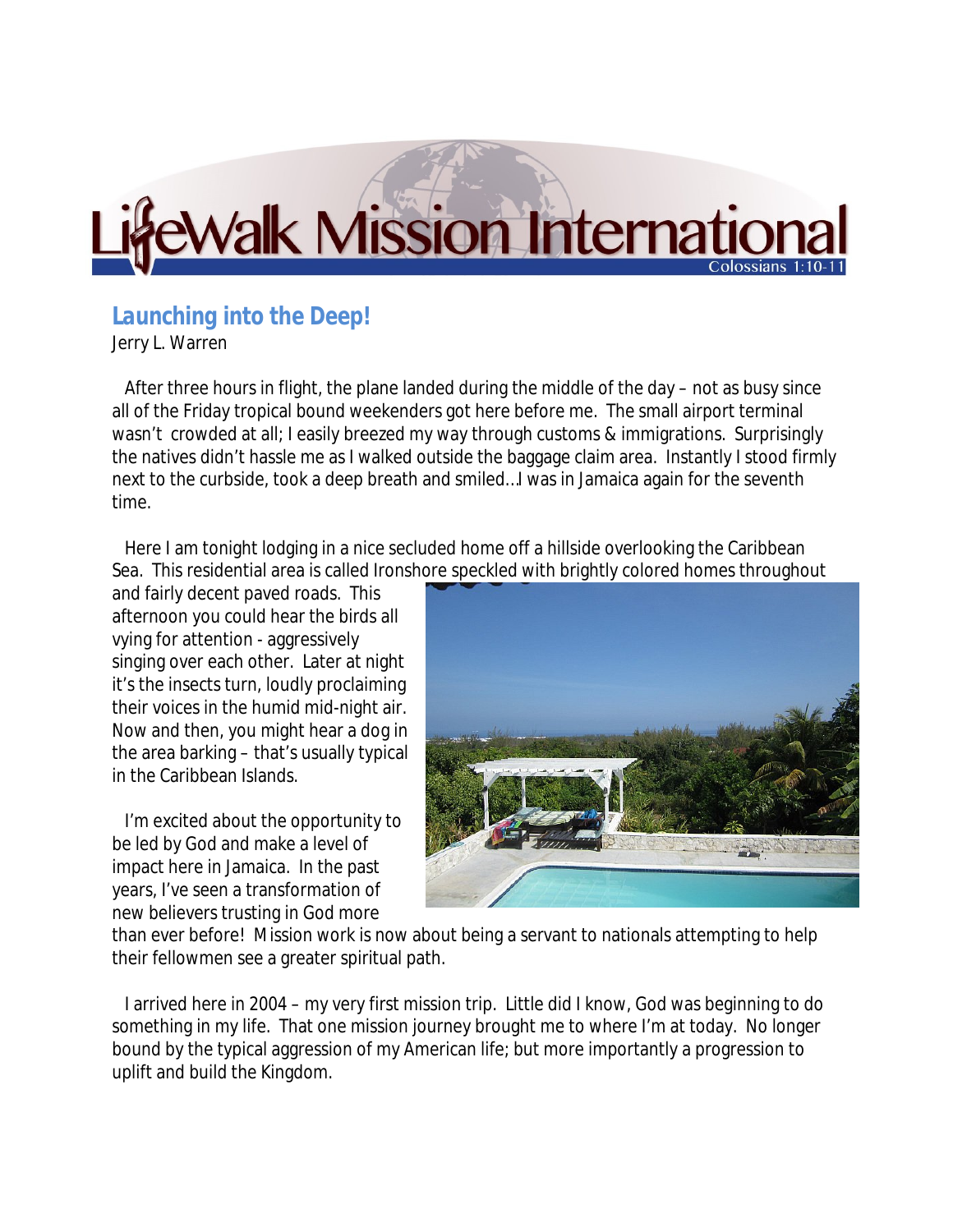# LifeWalk Mission International

Colossians 1:10-11

## Launching into the Deep!

Jerry L. Warren

After three hours in flight, the plane landed during the middle of the day – not as busy since all of the Friday tropical bound weekenders got here before me. The small airport terminal wasn't crowded at all; I easily breezed my way through customs & immigrations. Surprisingly the natives didn't hassle me as I walked outside the baggage claim area. Instantly I stood firmly next to the curbside, took a deep breath and smiled…I was in Jamaica again for the seventh time.

Here I am tonight lodging in a nice secluded home off a hillside overlooking the Caribbean Sea. This residential area is called Ironshore speckled with brightly colored homes throughout and fairly decent paved roads. This afternoon you could hear the birds all vying for attention - aggressively singing over each other. Later at night it's the insects turn, loudly proclaiming their voices in the humid mid-night air. Now and then, you might hear a dog in the area barking – that's usually typical in the Caribbean Islands.

I'm excited about the opportunity to be led by God and make a level of impact here in Jamaica. In the past years, I've seen a transformation of new believers trusting in God more than ever before! Mission work is now about being a servant to nationals attempting to help their fellowmen see a greater spiritual path.

I arrived here in 2004 – my very first mission trip. Little did I know, God was beginning to do something in my life. That one mission journey brought me to where I'm at today. No longer bound by the typical aggression of my American life; but more importantly a progression to uplift and build the Kingdom.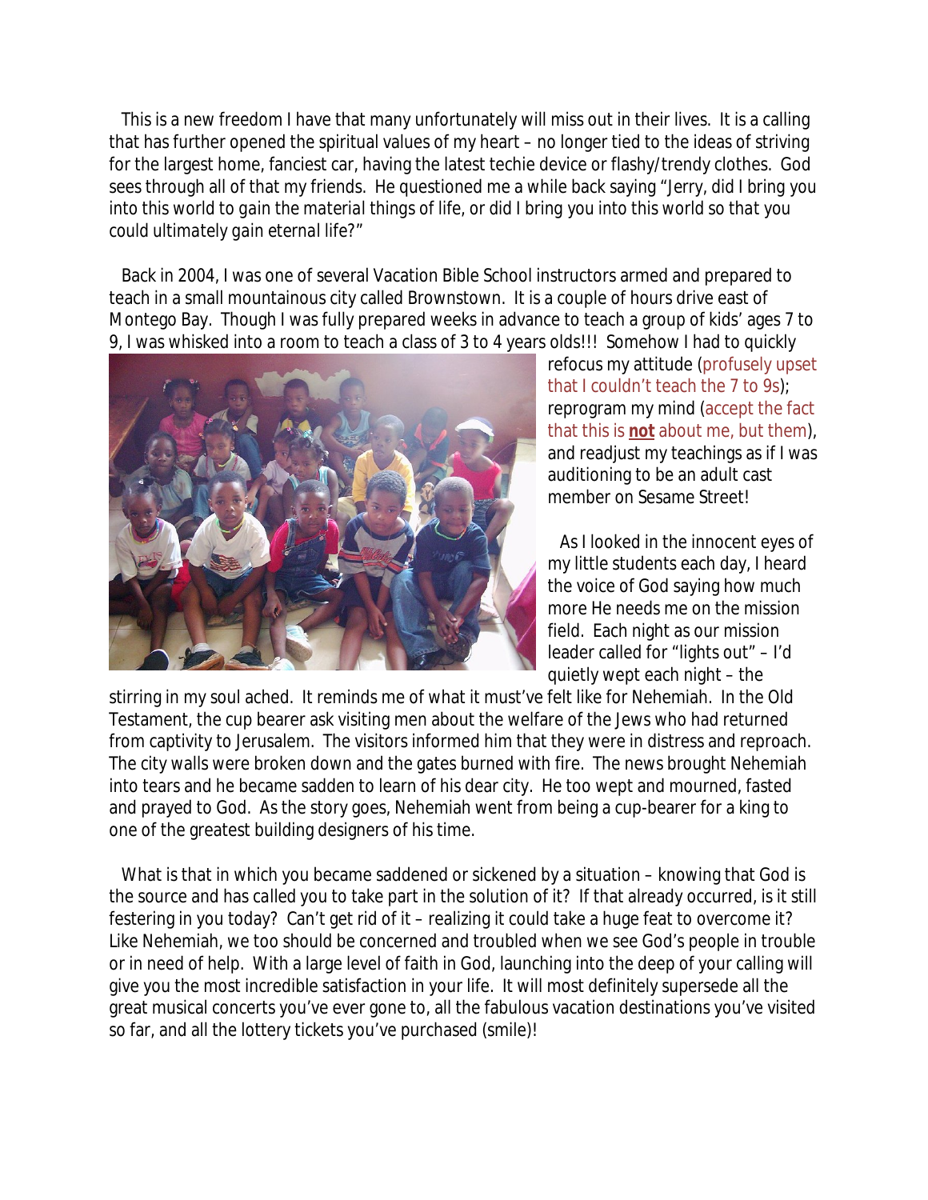This is a new freedom I have that many unfortunately will miss out in their lives. It is a calling that has further opened the spiritual values of my heart – no longer tied to the ideas of striving for the largest home, fanciest car, having the latest techie device or flashy/trendy clothes. God sees through all of that my friends. He questioned me a while back saying "Jerry, did I bring you into this world to gain the material things of life, or did I bring you into this world so that you could ultimately gain eternal life?"

Back in 2004, I was one of several Vacation Bible School instructors armed and prepared to teach in a small mountainous city called Brownstown. It is a couple of hours drive east of Montego Bay. Though I was fully prepared weeks in advance to teach a group of kids' ages 7 to 9, I was whisked into a room to teach a class of 3 to 4 years olds!!! Somehow I had to quickly refocus my attitude (profusely upset that I couldn't teach the 7 to 9s); reprogram my mind (accept the fact that this is **not** about me, but them), and readjust my teachings as if I was auditioning to be an adult cast member on Sesame Street!

As I looked in the innocent eyes of my little students each day, I heard the voice of God saying how much more He needs me on the mission field. Each night as our mission leader called for "lights out" – I'd quietly wept each night – the stirring in my soul ached. It reminds me of what it must've felt like for Nehemiah. In the Old Testament, the cup bearer ask visiting men about the welfare of the Jews who had returned from captivity to Jerusalem. The visitors informed him that they were in distress and reproach. The city walls were broken down and the gates burned with fire. The news brought Nehemiah into tears and he became sadden to learn of his dear city. He too wept and mourned, fasted and prayed to God. As the story goes, Nehemiah went from being a cup-bearer for a king to one of the greatest building designers of his time.

What is that in which you became saddened or sickened by a situation – knowing that God is the source and has called you to take part in the solution of it? If that already occurred, is it still festering in you today? Can't get rid of it – realizing it could take a huge feat to overcome it? Like Nehemiah, we too should be concerned and troubled when we see God's people in trouble or in need of help. With a large level of faith in God, launching into the deep of your calling will give you the most incredible satisfaction in your life. It will most definitely supersede all the great musical concerts you've ever gone to, all the fabulous vacation destinations you've visited so far, and all the lottery tickets you've purchased (smile)!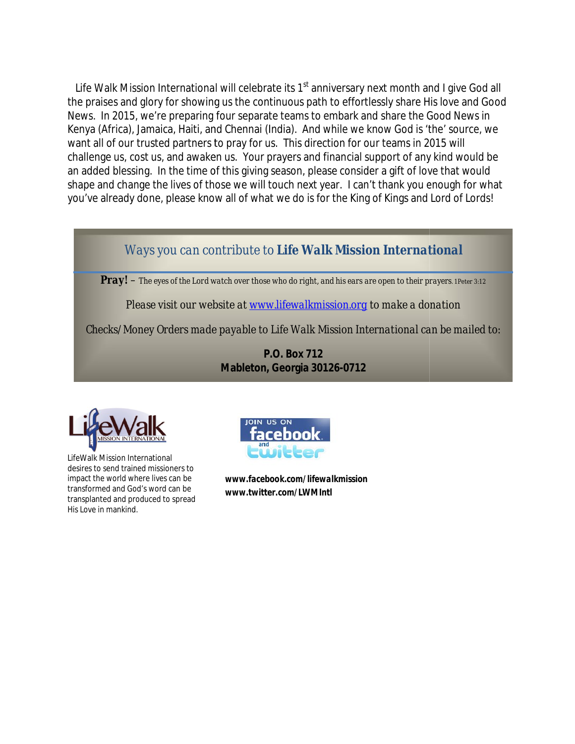Life Walk Mission International will celebrate its 1st anniversary next month and I give God all the praises and glory for showing us the continuous path to effortlessly share His love and Good News. In 2015, we're preparing four separate teams to embark and share the Good News in Kenya (Africa), Jamaica, Haiti, and Chennai (India). And while we know God is 'the' source, we want all of our trusted partners to pray for us. This direction for our teams in 2015 will challenge us, cost us, and awaken us. Your prayers and financial support of any kind would be an added blessing. In the time of this giving season, please consider a gift of love that would shape and change the lives of those we will touch next year. I can't thank you enough for what you've already done, please know all of what we do is for the King of Kings and Lord of Lords!

## Ways you can contribute to **Life Walk Mission International**

**Pray!** – The eyes of the Lord watch over those who do right, and his ears are open to their prayers. 1Peter 3:12

Please visit our website at www.lifewalkmission.org to make a donation

Checks/Money Orders made payable to Life Walk Mission International can be mailed to:

**P.O. Box 712**
**Mableton, Georgia 30126-0712**

LifeWalk MISSION INTERNATIONAL

LifeWalk Mission International desires to send trained missioners to impact the world where lives can be transformed and God's word can be transplanted and produced to spread His Love in mankind.

JOIN US ON facebook and twitter

**www.facebook.com/lifewalkmission**
**www.twitter.com/LWMIntl**